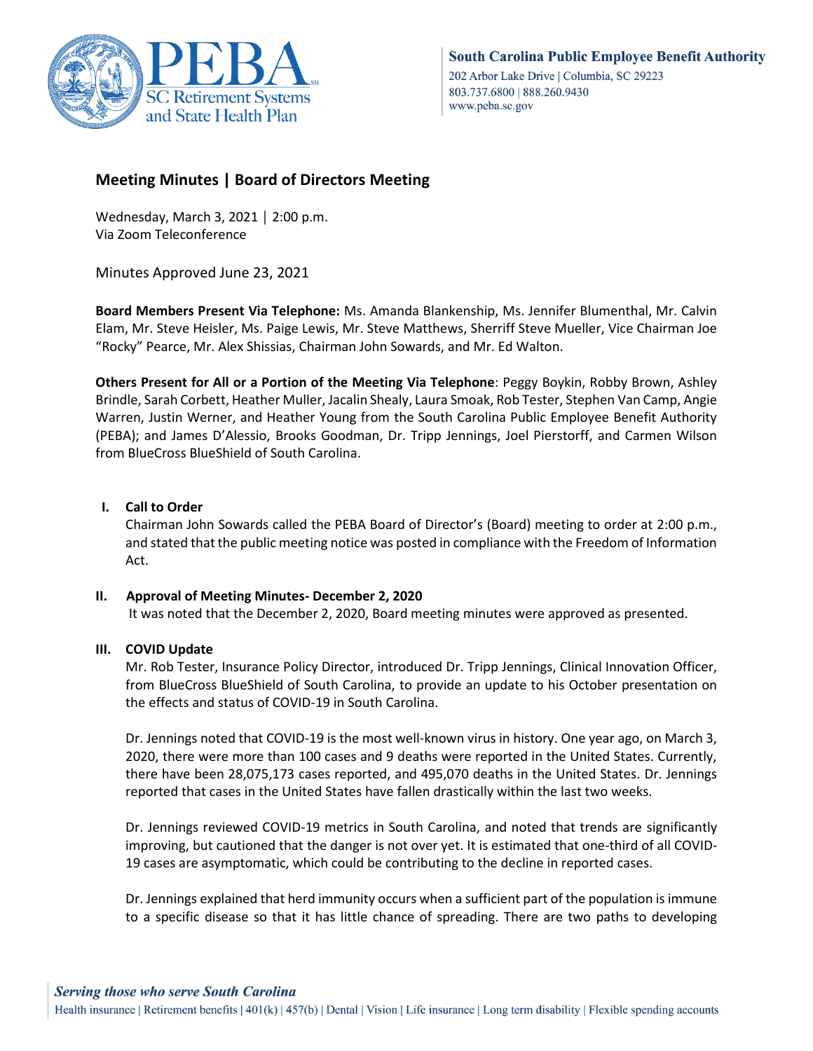South Carolina Public Employee Benefit Authority
202 Arbor Lake Drive | Columbia, SC 29223
803.737.6800 | 888.260.9430
www.peba.sc.gov

## Meeting Minutes | Board of Directors Meeting

Wednesday, March 3, 2021 | 2:00 p.m.
Via Zoom Teleconference

Minutes Approved June 23, 2021

**Board Members Present Via Telephone:** Ms. Amanda Blankenship, Ms. Jennifer Blumenthal, Mr. Calvin Elam, Mr. Steve Heisler, Ms. Paige Lewis, Mr. Steve Matthews, Sherriff Steve Mueller, Vice Chairman Joe "Rocky" Pearce, Mr. Alex Shissias, Chairman John Sowards, and Mr. Ed Walton.

**Others Present for All or a Portion of the Meeting Via Telephone**: Peggy Boykin, Robby Brown, Ashley Brindle, Sarah Corbett, Heather Muller, Jacalin Shealy, Laura Smoak, Rob Tester, Stephen Van Camp, Angie Warren, Justin Werner, and Heather Young from the South Carolina Public Employee Benefit Authority (PEBA); and James D'Alessio, Brooks Goodman, Dr. Tripp Jennings, Joel Pierstorff, and Carmen Wilson from BlueCross BlueShield of South Carolina.

### I. Call to Order

Chairman John Sowards called the PEBA Board of Director's (Board) meeting to order at 2:00 p.m., and stated that the public meeting notice was posted in compliance with the Freedom of Information Act.

### II. Approval of Meeting Minutes- December 2, 2020

It was noted that the December 2, 2020, Board meeting minutes were approved as presented.

### III. COVID Update

Mr. Rob Tester, Insurance Policy Director, introduced Dr. Tripp Jennings, Clinical Innovation Officer, from BlueCross BlueShield of South Carolina, to provide an update to his October presentation on the effects and status of COVID-19 in South Carolina.

Dr. Jennings noted that COVID-19 is the most well-known virus in history. One year ago, on March 3, 2020, there were more than 100 cases and 9 deaths were reported in the United States. Currently, there have been 28,075,173 cases reported, and 495,070 deaths in the United States. Dr. Jennings reported that cases in the United States have fallen drastically within the last two weeks.

Dr. Jennings reviewed COVID-19 metrics in South Carolina, and noted that trends are significantly improving, but cautioned that the danger is not over yet. It is estimated that one-third of all COVID-19 cases are asymptomatic, which could be contributing to the decline in reported cases.

Dr. Jennings explained that herd immunity occurs when a sufficient part of the population is immune to a specific disease so that it has little chance of spreading. There are two paths to developing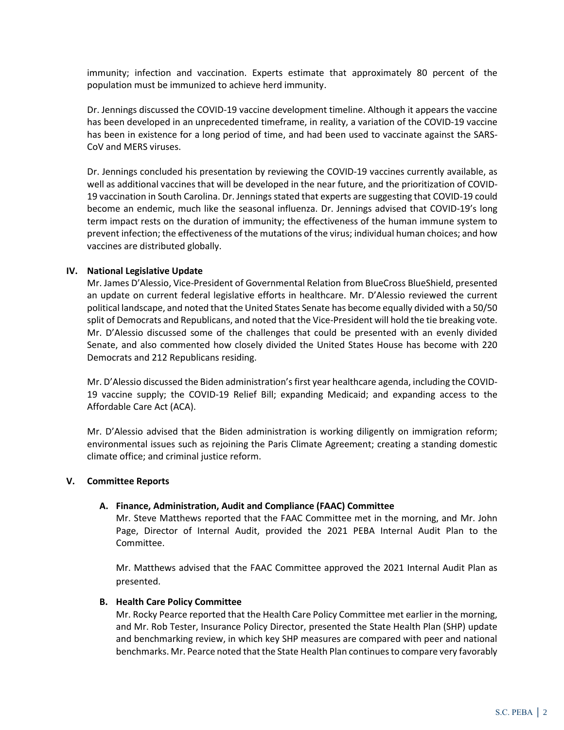immunity; infection and vaccination. Experts estimate that approximately 80 percent of the population must be immunized to achieve herd immunity.

Dr. Jennings discussed the COVID-19 vaccine development timeline. Although it appears the vaccine has been developed in an unprecedented timeframe, in reality, a variation of the COVID-19 vaccine has been in existence for a long period of time, and had been used to vaccinate against the SARS-CoV and MERS viruses.

Dr. Jennings concluded his presentation by reviewing the COVID-19 vaccines currently available, as well as additional vaccines that will be developed in the near future, and the prioritization of COVID-19 vaccination in South Carolina. Dr. Jennings stated that experts are suggesting that COVID-19 could become an endemic, much like the seasonal influenza. Dr. Jennings advised that COVID-19's long term impact rests on the duration of immunity; the effectiveness of the human immune system to prevent infection; the effectiveness of the mutations of the virus; individual human choices; and how vaccines are distributed globally.

## IV. National Legislative Update

Mr. James D'Alessio, Vice-President of Governmental Relation from BlueCross BlueShield, presented an update on current federal legislative efforts in healthcare. Mr. D'Alessio reviewed the current political landscape, and noted that the United States Senate has become equally divided with a 50/50 split of Democrats and Republicans, and noted that the Vice-President will hold the tie breaking vote. Mr. D'Alessio discussed some of the challenges that could be presented with an evenly divided Senate, and also commented how closely divided the United States House has become with 220 Democrats and 212 Republicans residing.

Mr. D'Alessio discussed the Biden administration's first year healthcare agenda, including the COVID-19 vaccine supply; the COVID-19 Relief Bill; expanding Medicaid; and expanding access to the Affordable Care Act (ACA).

Mr. D'Alessio advised that the Biden administration is working diligently on immigration reform; environmental issues such as rejoining the Paris Climate Agreement; creating a standing domestic climate office; and criminal justice reform.

## V. Committee Reports

### A. Finance, Administration, Audit and Compliance (FAAC) Committee

Mr. Steve Matthews reported that the FAAC Committee met in the morning, and Mr. John Page, Director of Internal Audit, provided the 2021 PEBA Internal Audit Plan to the Committee.

Mr. Matthews advised that the FAAC Committee approved the 2021 Internal Audit Plan as presented.

### B. Health Care Policy Committee

Mr. Rocky Pearce reported that the Health Care Policy Committee met earlier in the morning, and Mr. Rob Tester, Insurance Policy Director, presented the State Health Plan (SHP) update and benchmarking review, in which key SHP measures are compared with peer and national benchmarks. Mr. Pearce noted that the State Health Plan continues to compare very favorably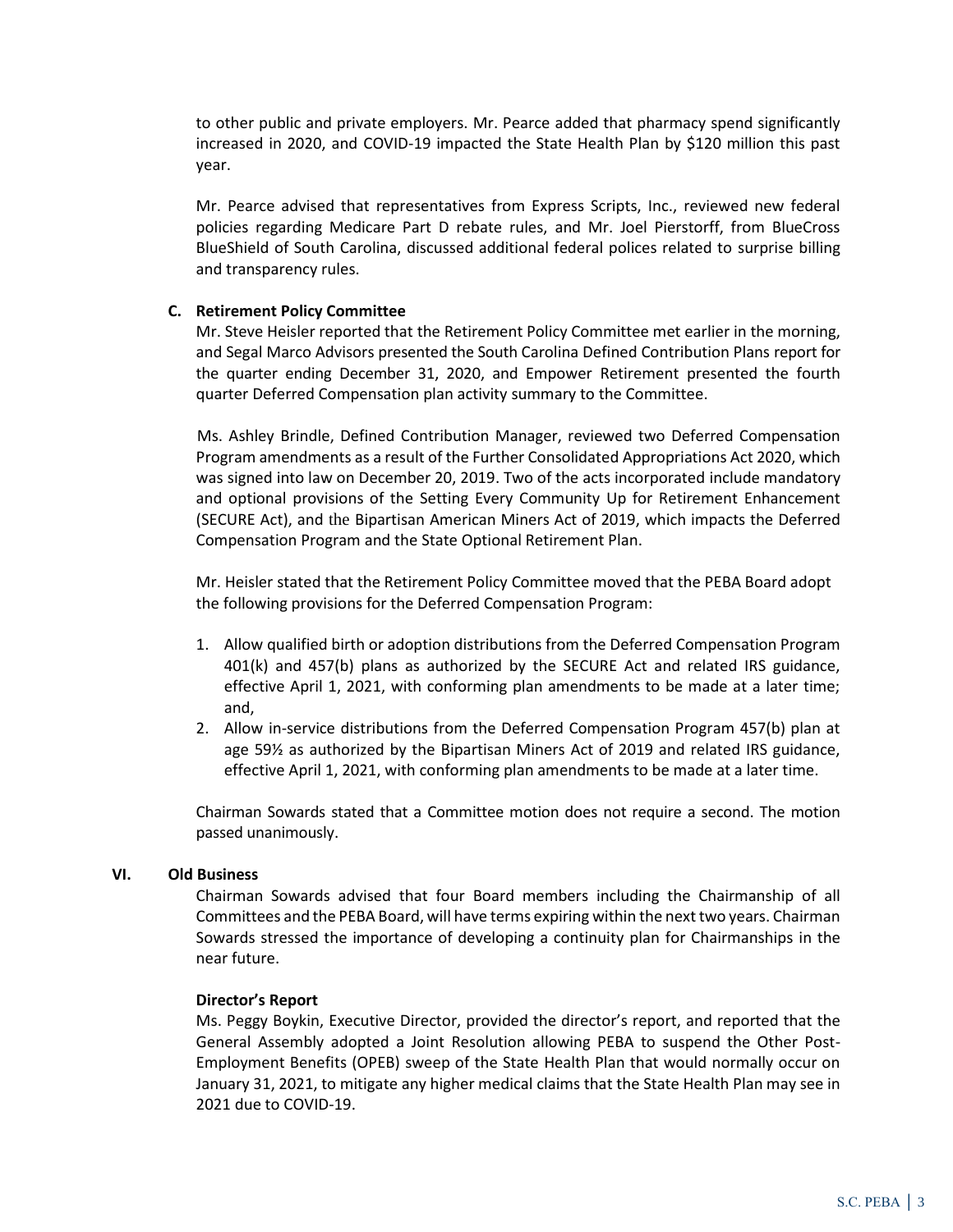to other public and private employers. Mr. Pearce added that pharmacy spend significantly increased in 2020, and COVID-19 impacted the State Health Plan by $120 million this past year.

Mr. Pearce advised that representatives from Express Scripts, Inc., reviewed new federal policies regarding Medicare Part D rebate rules, and Mr. Joel Pierstorff, from BlueCross BlueShield of South Carolina, discussed additional federal polices related to surprise billing and transparency rules.

**C. Retirement Policy Committee**

Mr. Steve Heisler reported that the Retirement Policy Committee met earlier in the morning, and Segal Marco Advisors presented the South Carolina Defined Contribution Plans report for the quarter ending December 31, 2020, and Empower Retirement presented the fourth quarter Deferred Compensation plan activity summary to the Committee.

Ms. Ashley Brindle, Defined Contribution Manager, reviewed two Deferred Compensation Program amendments as a result of the Further Consolidated Appropriations Act 2020, which was signed into law on December 20, 2019. Two of the acts incorporated include mandatory and optional provisions of the Setting Every Community Up for Retirement Enhancement (SECURE Act), and the Bipartisan American Miners Act of 2019, which impacts the Deferred Compensation Program and the State Optional Retirement Plan.

Mr. Heisler stated that the Retirement Policy Committee moved that the PEBA Board adopt the following provisions for the Deferred Compensation Program:

1. Allow qualified birth or adoption distributions from the Deferred Compensation Program 401(k) and 457(b) plans as authorized by the SECURE Act and related IRS guidance, effective April 1, 2021, with conforming plan amendments to be made at a later time; and,
2. Allow in-service distributions from the Deferred Compensation Program 457(b) plan at age 59½ as authorized by the Bipartisan Miners Act of 2019 and related IRS guidance, effective April 1, 2021, with conforming plan amendments to be made at a later time.

Chairman Sowards stated that a Committee motion does not require a second. The motion passed unanimously.

**VI. Old Business**

Chairman Sowards advised that four Board members including the Chairmanship of all Committees and the PEBA Board, will have terms expiring within the next two years. Chairman Sowards stressed the importance of developing a continuity plan for Chairmanships in the near future.

**Director's Report**

Ms. Peggy Boykin, Executive Director, provided the director's report, and reported that the General Assembly adopted a Joint Resolution allowing PEBA to suspend the Other Post-Employment Benefits (OPEB) sweep of the State Health Plan that would normally occur on January 31, 2021, to mitigate any higher medical claims that the State Health Plan may see in 2021 due to COVID-19.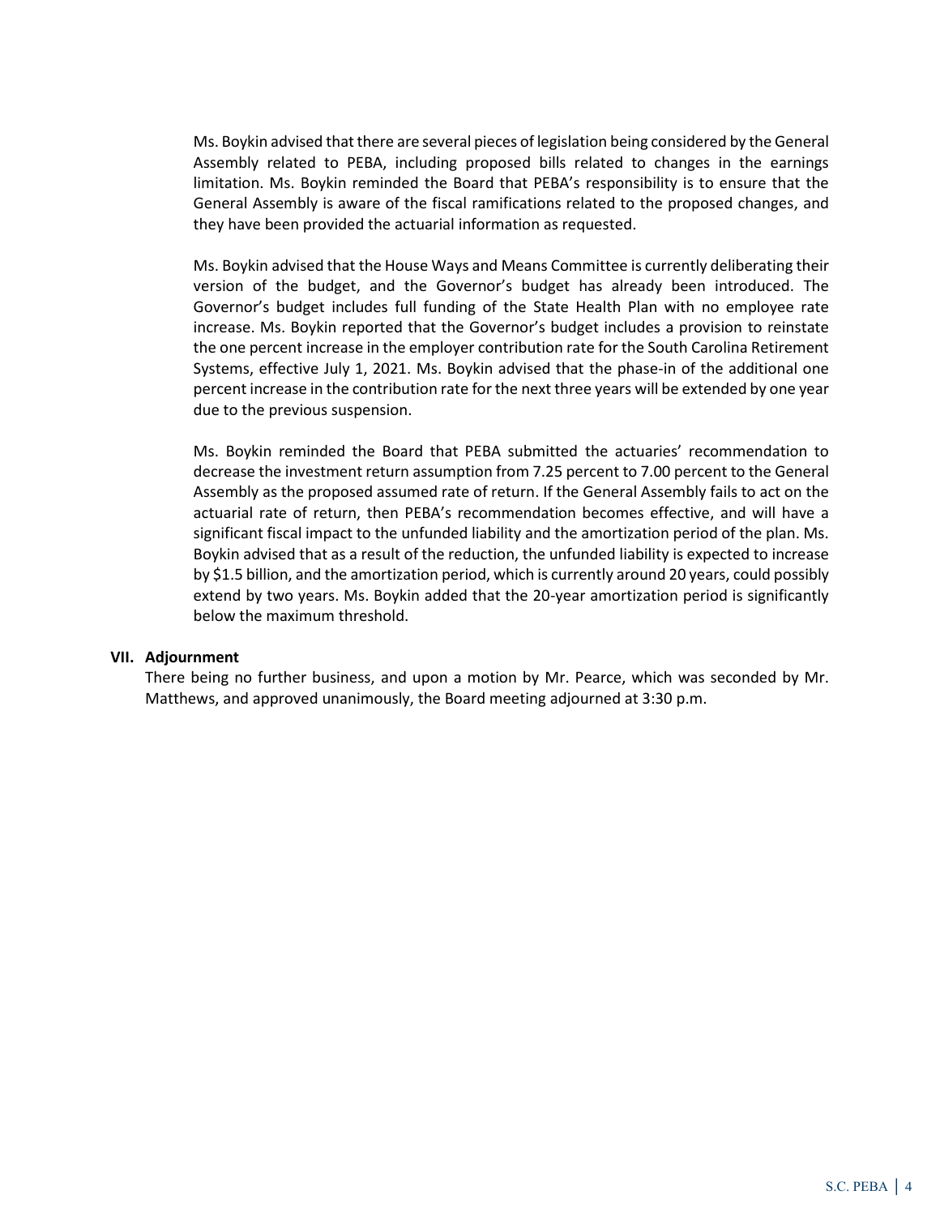Ms. Boykin advised that there are several pieces of legislation being considered by the General Assembly related to PEBA, including proposed bills related to changes in the earnings limitation. Ms. Boykin reminded the Board that PEBA's responsibility is to ensure that the General Assembly is aware of the fiscal ramifications related to the proposed changes, and they have been provided the actuarial information as requested.

Ms. Boykin advised that the House Ways and Means Committee is currently deliberating their version of the budget, and the Governor's budget has already been introduced. The Governor's budget includes full funding of the State Health Plan with no employee rate increase. Ms. Boykin reported that the Governor's budget includes a provision to reinstate the one percent increase in the employer contribution rate for the South Carolina Retirement Systems, effective July 1, 2021. Ms. Boykin advised that the phase-in of the additional one percent increase in the contribution rate for the next three years will be extended by one year due to the previous suspension.

Ms. Boykin reminded the Board that PEBA submitted the actuaries' recommendation to decrease the investment return assumption from 7.25 percent to 7.00 percent to the General Assembly as the proposed assumed rate of return. If the General Assembly fails to act on the actuarial rate of return, then PEBA's recommendation becomes effective, and will have a significant fiscal impact to the unfunded liability and the amortization period of the plan. Ms. Boykin advised that as a result of the reduction, the unfunded liability is expected to increase by $1.5 billion, and the amortization period, which is currently around 20 years, could possibly extend by two years. Ms. Boykin added that the 20-year amortization period is significantly below the maximum threshold.

## VII. Adjournment

There being no further business, and upon a motion by Mr. Pearce, which was seconded by Mr. Matthews, and approved unanimously, the Board meeting adjourned at 3:30 p.m.